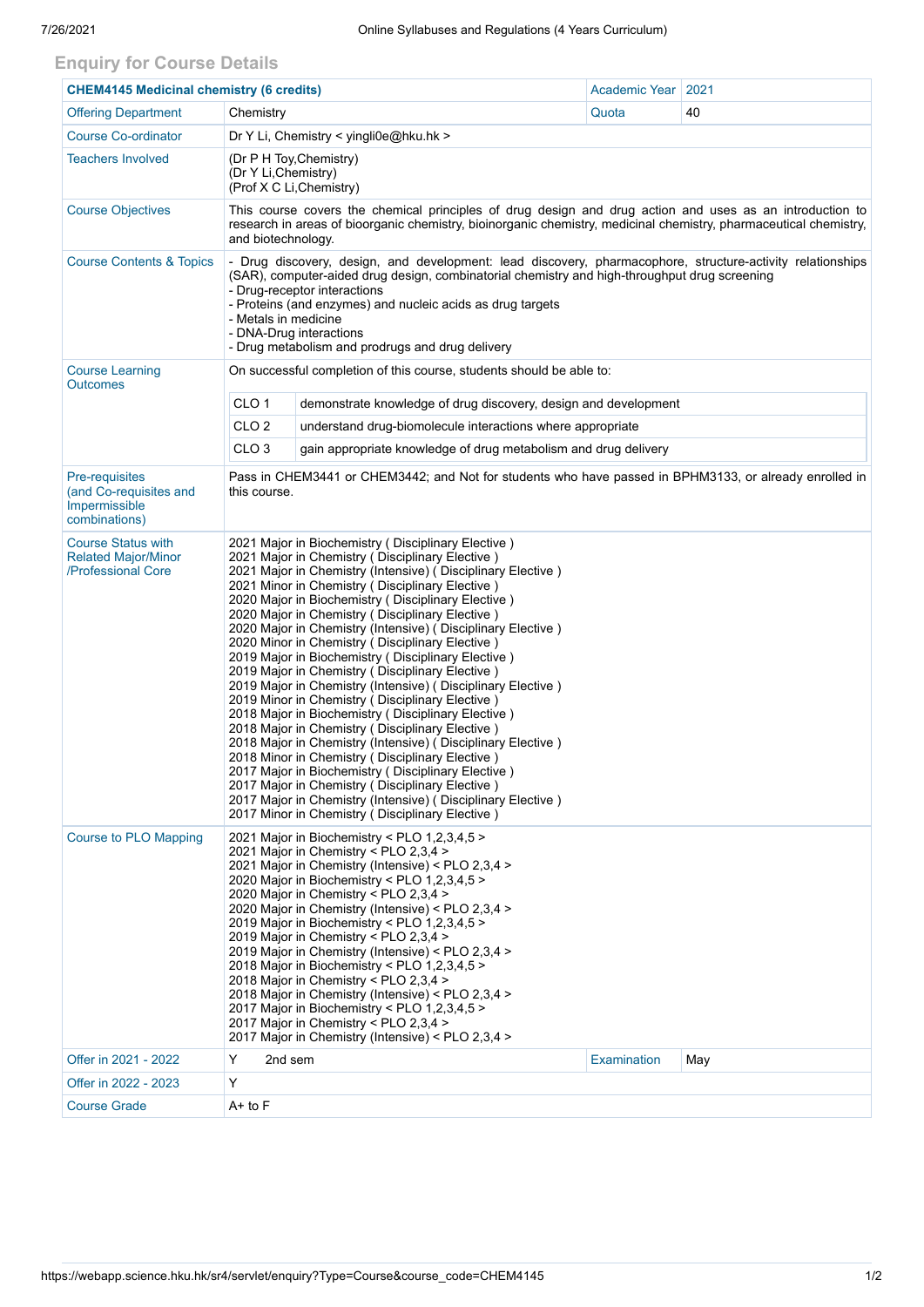## Enquiry for Course Details

| CHEM4145 Medicinal chemistry (6 credits) | | Academic Year | 2021 |
|---|---|---|---|
| Offering Department | Chemistry | Quota | 40 |
| Course Co-ordinator | Dr Y Li, Chemistry < yingli0e@hku.hk > | | |
| Teachers Involved | (Dr P H Toy,Chemistry)<br>(Dr Y Li,Chemistry)<br>(Prof X C Li,Chemistry) | | |
| Course Objectives | This course covers the chemical principles of drug design and drug action and uses as an introduction to research in areas of bioorganic chemistry, bioinorganic chemistry, medicinal chemistry, pharmaceutical chemistry, and biotechnology. | | |
| Course Contents & Topics | - Drug discovery, design, and development: lead discovery, pharmacophore, structure-activity relationships (SAR), computer-aided drug design, combinatorial chemistry and high-throughput drug screening<br>- Drug-receptor interactions<br>- Proteins (and enzymes) and nucleic acids as drug targets<br>- Metals in medicine<br>- DNA-Drug interactions<br>- Drug metabolism and prodrugs and drug delivery | | |
| Course Learning Outcomes | On successful completion of this course, students should be able to:<br>CLO 1: demonstrate knowledge of drug discovery, design and development<br>CLO 2: understand drug-biomolecule interactions where appropriate<br>CLO 3: gain appropriate knowledge of drug metabolism and drug delivery | | |
| Pre-requisites (and Co-requisites and Impermissible combinations) | Pass in CHEM3441 or CHEM3442; and Not for students who have passed in BPHM3133, or already enrolled in this course. | | |
| Course Status with Related Major/Minor /Professional Core | 2021 Major in Biochemistry ( Disciplinary Elective )<br>2021 Major in Chemistry ( Disciplinary Elective )<br>2021 Major in Chemistry (Intensive) ( Disciplinary Elective )<br>2021 Minor in Chemistry ( Disciplinary Elective )<br>2020 Major in Biochemistry ( Disciplinary Elective )<br>2020 Major in Chemistry ( Disciplinary Elective )<br>2020 Major in Chemistry (Intensive) ( Disciplinary Elective )<br>2020 Minor in Chemistry ( Disciplinary Elective )<br>2019 Major in Biochemistry ( Disciplinary Elective )<br>2019 Major in Chemistry ( Disciplinary Elective )<br>2019 Major in Chemistry (Intensive) ( Disciplinary Elective )<br>2019 Minor in Chemistry ( Disciplinary Elective )<br>2018 Major in Biochemistry ( Disciplinary Elective )<br>2018 Major in Chemistry ( Disciplinary Elective )<br>2018 Major in Chemistry (Intensive) ( Disciplinary Elective )<br>2018 Minor in Chemistry ( Disciplinary Elective )<br>2017 Major in Biochemistry ( Disciplinary Elective )<br>2017 Major in Chemistry ( Disciplinary Elective )<br>2017 Major in Chemistry (Intensive) ( Disciplinary Elective )<br>2017 Minor in Chemistry ( Disciplinary Elective ) | | |
| Course to PLO Mapping | 2021 Major in Biochemistry < PLO 1,2,3,4,5 ><br>2021 Major in Chemistry < PLO 2,3,4 ><br>2021 Major in Chemistry (Intensive) < PLO 2,3,4 ><br>2020 Major in Biochemistry < PLO 1,2,3,4,5 ><br>2020 Major in Chemistry < PLO 2,3,4 ><br>2020 Major in Chemistry (Intensive) < PLO 2,3,4 ><br>2019 Major in Biochemistry < PLO 1,2,3,4,5 ><br>2019 Major in Chemistry < PLO 2,3,4 ><br>2019 Major in Chemistry (Intensive) < PLO 2,3,4 ><br>2018 Major in Biochemistry < PLO 1,2,3,4,5 ><br>2018 Major in Chemistry < PLO 2,3,4 ><br>2018 Major in Chemistry (Intensive) < PLO 2,3,4 ><br>2017 Major in Biochemistry < PLO 1,2,3,4,5 ><br>2017 Major in Chemistry < PLO 2,3,4 ><br>2017 Major in Chemistry (Intensive) < PLO 2,3,4 > | | |
| Offer in 2021 - 2022 | Y 2nd sem | Examination | May |
| Offer in 2022 - 2023 | Y | | |
| Course Grade | A+ to F | | |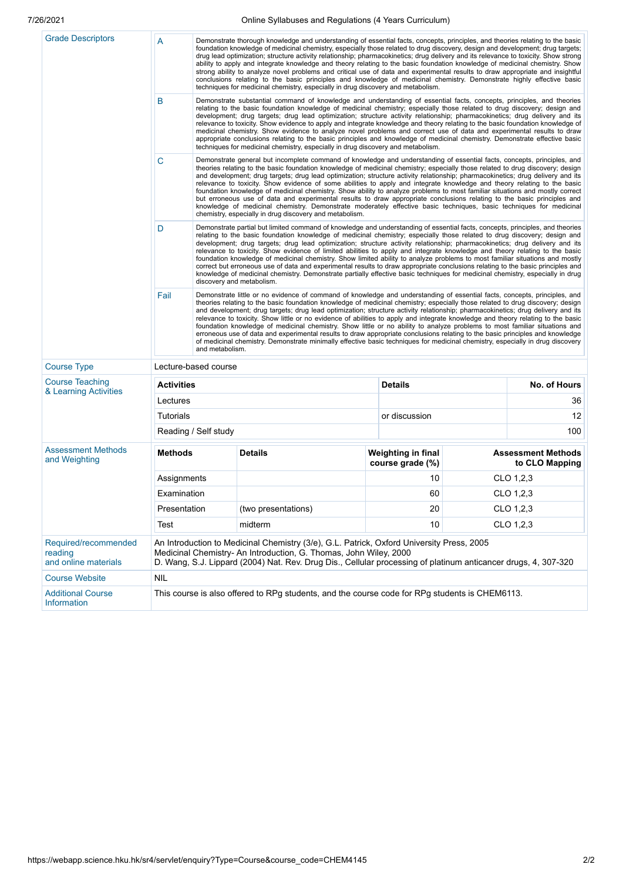| | | |
|---|---|---|
| Grade Descriptors | A | Demonstrate thorough knowledge and understanding of essential facts, concepts, principles, and theories relating to the basic foundation knowledge of medicinal chemistry, especially those related to drug discovery, design and development; drug targets; drug lead optimization; structure activity relationship; pharmacokinetics; drug delivery and its relevance to toxicity. Show strong ability to apply and integrate knowledge and theory relating to the basic foundation knowledge of medicinal chemistry. Show strong ability to analyze novel problems and critical use of data and experimental results to draw appropriate and insightful conclusions relating to the basic principles and knowledge of medicinal chemistry. Demonstrate highly effective basic techniques for medicinal chemistry, especially in drug discovery and metabolism. |
| | B | Demonstrate substantial command of knowledge and understanding of essential facts, concepts, principles, and theories relating to the basic foundation knowledge of medicinal chemistry; especially those related to drug discovery; design and development; drug targets; drug lead optimization; structure activity relationship; pharmacokinetics; drug delivery and its relevance to toxicity. Show evidence to apply and integrate knowledge and theory relating to the basic foundation knowledge of medicinal chemistry. Show evidence to analyze novel problems and correct use of data and experimental results to draw appropriate conclusions relating to the basic principles and knowledge of medicinal chemistry. Demonstrate effective basic techniques for medicinal chemistry, especially in drug discovery and metabolism. |
| | C | Demonstrate general but incomplete command of knowledge and understanding of essential facts, concepts, principles, and theories relating to the basic foundation knowledge of medicinal chemistry; especially those related to drug discovery; design and development; drug targets; drug lead optimization; structure activity relationship; pharmacokinetics; drug delivery and its relevance to toxicity. Show evidence of some abilities to apply and integrate knowledge and theory relating to the basic foundation knowledge of medicinal chemistry. Show ability to analyze problems to most familiar situations and mostly correct but erroneous use of data and experimental results to draw appropriate conclusions relating to the basic principles and knowledge of medicinal chemistry. Demonstrate moderately effective basic techniques, basic techniques for medicinal chemistry, especially in drug discovery and metabolism. |
| | D | Demonstrate partial but limited command of knowledge and understanding of essential facts, concepts, principles, and theories relating to the basic foundation knowledge of medicinal chemistry; especially those related to drug discovery; design and development; drug targets; drug lead optimization; structure activity relationship; pharmacokinetics; drug delivery and its relevance to toxicity. Show evidence of limited abilities to apply and integrate knowledge and theory relating to the basic foundation knowledge of medicinal chemistry. Show limited ability to analyze problems to most familiar situations and mostly correct but erroneous use of data and experimental results to draw appropriate conclusions relating to the basic principles and knowledge of medicinal chemistry. Demonstrate partially effective basic techniques for medicinal chemistry, especially in drug discovery and metabolism. |
| | Fail | Demonstrate little or no evidence of command of knowledge and understanding of essential facts, concepts, principles, and theories relating to the basic foundation knowledge of medicinal chemistry; especially those related to drug discovery; design and development; drug targets; drug lead optimization; structure activity relationship; pharmacokinetics; drug delivery and its relevance to toxicity. Show little or no evidence of abilities to apply and integrate knowledge and theory relating to the basic foundation knowledge of medicinal chemistry. Show little or no ability to analyze problems to most familiar situations and erroneous use of data and experimental results to draw appropriate conclusions relating to the basic principles and knowledge of medicinal chemistry. Demonstrate minimally effective basic techniques for medicinal chemistry, especially in drug discovery and metabolism. |
| Course Type | Lecture-based course | |

**Course Teaching & Learning Activities**

| Activities | Details | No. of Hours |
|---|---|---|
| Lectures | | 36 |
| Tutorials | or discussion | 12 |
| Reading / Self study | | 100 |

**Assessment Methods and Weighting**

| Methods | Details | Weighting in final course grade (%) | Assessment Methods to CLO Mapping |
|---|---|---|---|
| Assignments | | 10 | CLO 1,2,3 |
| Examination | | 60 | CLO 1,2,3 |
| Presentation | (two presentations) | 20 | CLO 1,2,3 |
| Test | midterm | 10 | CLO 1,2,3 |

**Required/recommended reading and online materials**

An Introduction to Medicinal Chemistry (3/e), G.L. Patrick, Oxford University Press, 2005
Medicinal Chemistry- An Introduction, G. Thomas, John Wiley, 2000
D. Wang, S.J. Lippard (2004) Nat. Rev. Drug Dis., Cellular processing of platinum anticancer drugs, 4, 307-320

**Course Website**

NIL

**Additional Course Information**

This course is also offered to RPg students, and the course code for RPg students is CHEM6113.